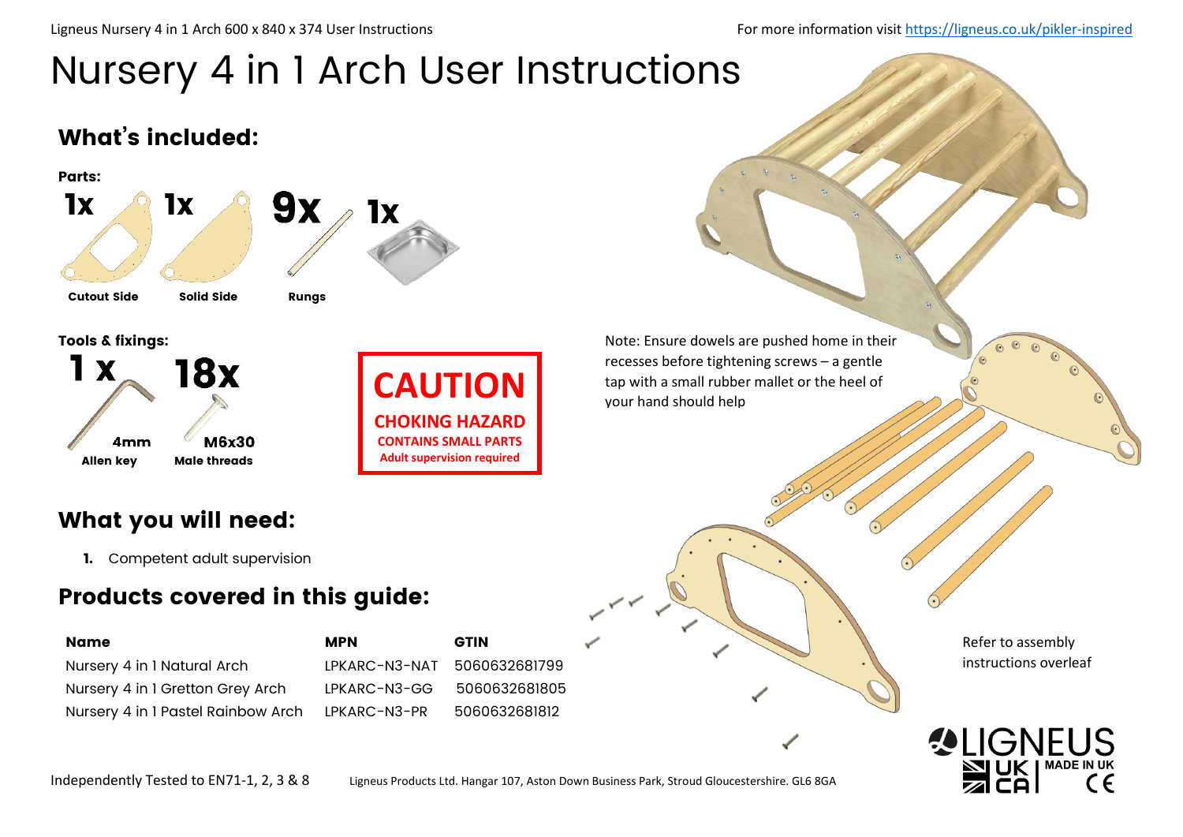# Nursery 4 in 1 Arch User Instructions

For more information visit https://ligneus.co.uk/pikler-inspired

## What's included:

**Parts:**

- 1x Cutout Side
- 1x Solid Side
- 9x Rungs
- 1x

**Tools & fixings:**

- 1 x 4mm Allen key
- 18x M6x30 Male threads

**CAUTION**

**CHOKING HAZARD**

**CONTAINS SMALL PARTS**

**Adult supervision required**

Note: Ensure dowels are pushed home in their recesses before tightening screws – a gentle tap with a small rubber mallet or the heel of your hand should help

## What you will need:

1. Competent adult supervision

## Products covered in this guide:

| Name | MPN | GTIN |
| --- | --- | --- |
| Nursery 4 in 1 Natural Arch | LPKARC-N3-NAT | 5060632681799 |
| Nursery 4 in 1 Gretton Grey Arch | LPKARC-N3-GG | 5060632681805 |
| Nursery 4 in 1 Pastel Rainbow Arch | LPKARC-N3-PR | 5060632681812 |

Refer to assembly instructions overleaf

Independently Tested to EN71-1, 2, 3 & 8

Ligneus Products Ltd. Hangar 107, Aston Down Business Park, Stroud Gloucestershire. GL6 8GA

LIGNEUS UK CA MADE IN UK CE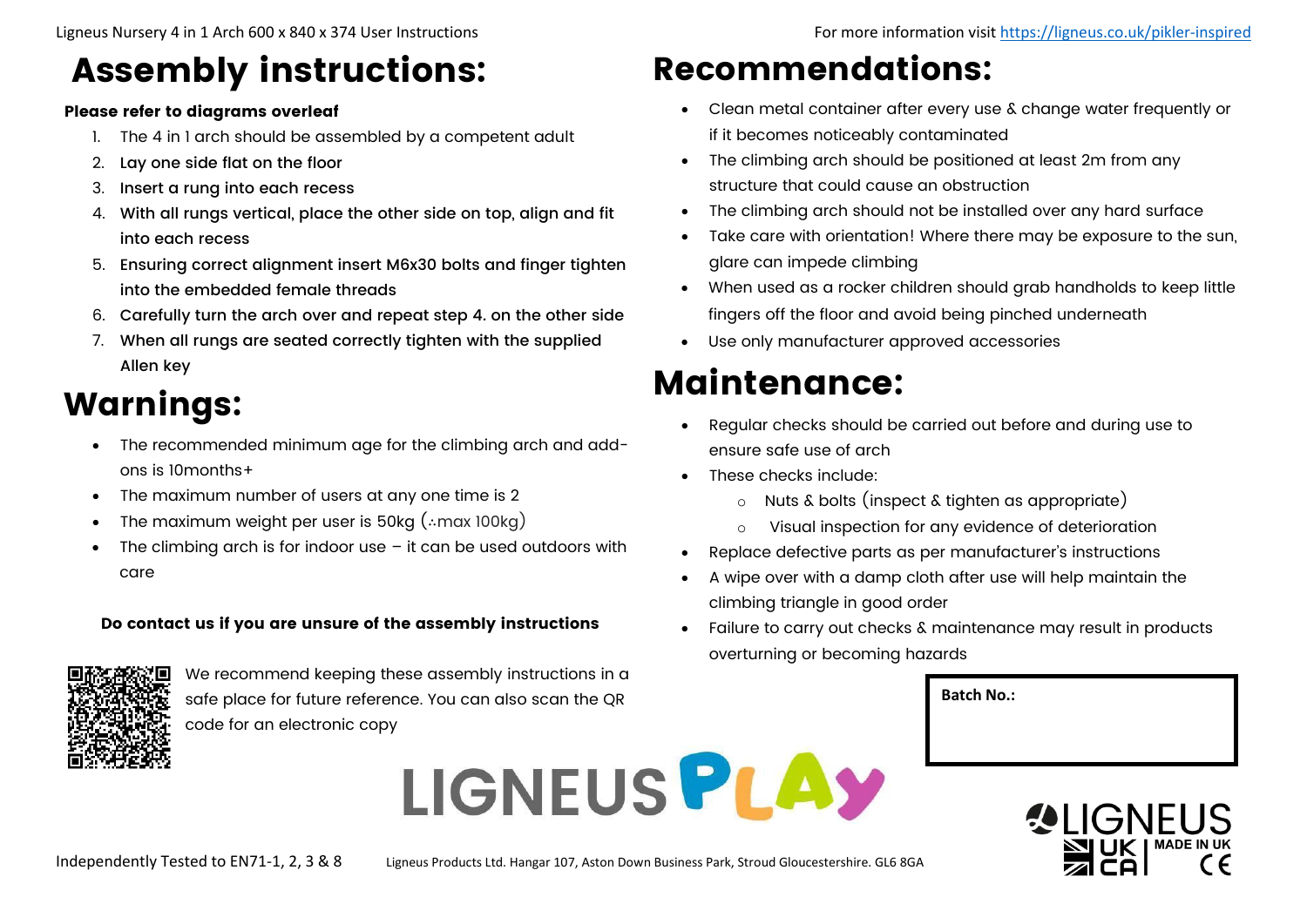# Assembly instructions:

**Please refer to diagrams overleaf**

1. The 4 in 1 arch should be assembled by a competent adult
2. Lay one side flat on the floor
3. Insert a rung into each recess
4. With all rungs vertical, place the other side on top, align and fit into each recess
5. Ensuring correct alignment insert M6x30 bolts and finger tighten into the embedded female threads
6. Carefully turn the arch over and repeat step 4. on the other side
7. When all rungs are seated correctly tighten with the supplied Allen key

# Warnings:

- The recommended minimum age for the climbing arch and add-ons is 10months+
- The maximum number of users at any one time is 2
- The maximum weight per user is 50kg (∴max 100kg)
- The climbing arch is for indoor use – it can be used outdoors with care

**Do contact us if you are unsure of the assembly instructions**

We recommend keeping these assembly instructions in a safe place for future reference. You can also scan the QR code for an electronic copy

# Recommendations:

- Clean metal container after every use & change water frequently or if it becomes noticeably contaminated
- The climbing arch should be positioned at least 2m from any structure that could cause an obstruction
- The climbing arch should not be installed over any hard surface
- Take care with orientation! Where there may be exposure to the sun, glare can impede climbing
- When used as a rocker children should grab handholds to keep little fingers off the floor and avoid being pinched underneath
- Use only manufacturer approved accessories

# Maintenance:

- Regular checks should be carried out before and during use to ensure safe use of arch
- These checks include:
  - Nuts & bolts (inspect & tighten as appropriate)
  - Visual inspection for any evidence of deterioration
- Replace defective parts as per manufacturer's instructions
- A wipe over with a damp cloth after use will help maintain the climbing triangle in good order
- Failure to carry out checks & maintenance may result in products overturning or becoming hazards

**Batch No.:**

LIGNEUS PLAY

Independently Tested to EN71-1, 2, 3 & 8

Ligneus Products Ltd. Hangar 107, Aston Down Business Park, Stroud Gloucestershire. GL6 8GA

LIGNEUS UKCA MADE IN UK CE